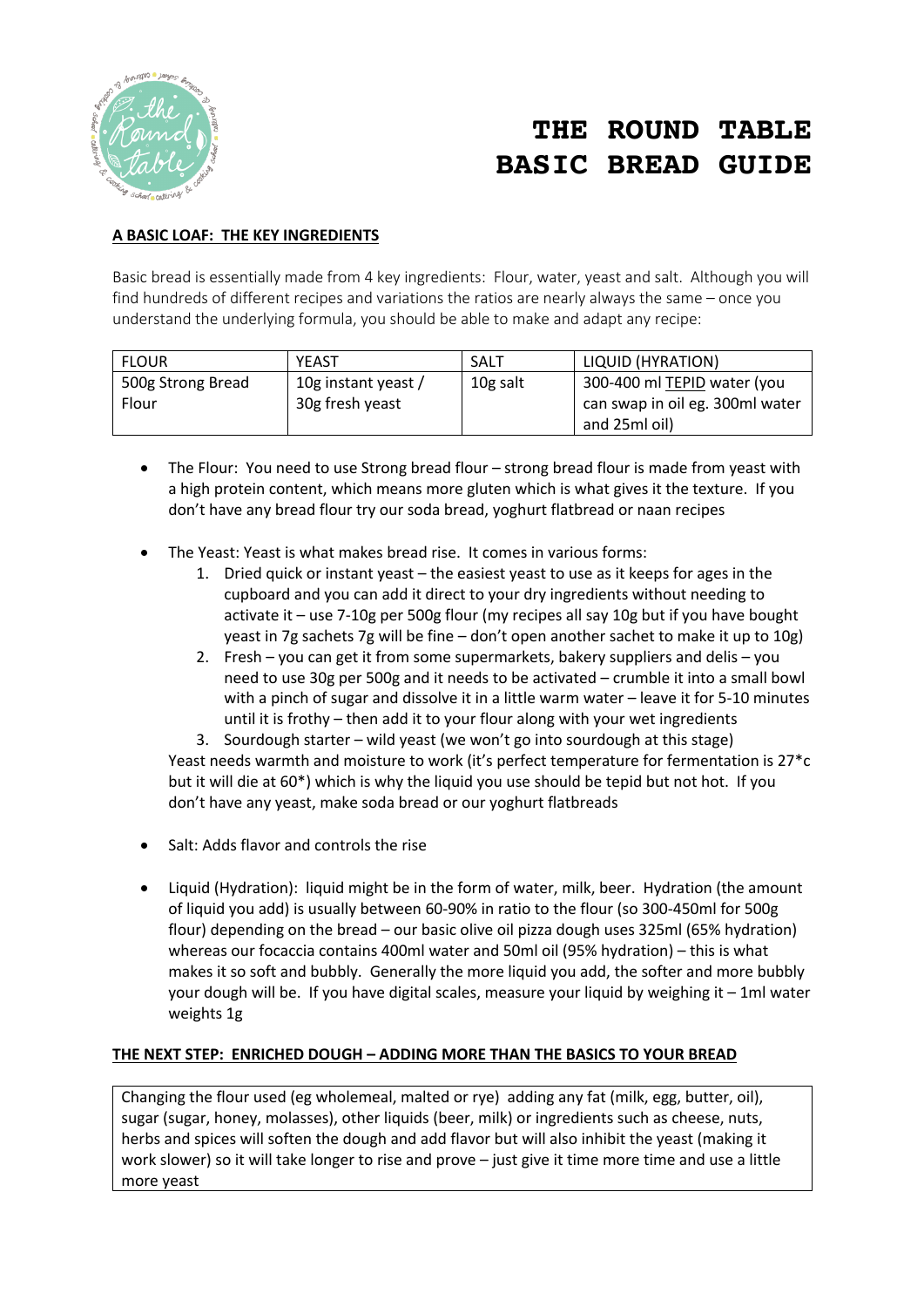# THE ROUND TABLE BASIC BREAD GUIDE

## A BASIC LOAF: THE KEY INGREDIENTS

Basic bread is essentially made from 4 key ingredients: Flour, water, yeast and salt. Although you will find hundreds of different recipes and variations the ratios are nearly always the same – once you understand the underlying formula, you should be able to make and adapt any recipe:

| FLOUR | YEAST | SALT | LIQUID (HYRATION) |
|---|---|---|---|
| 500g Strong Bread Flour | 10g instant yeast / 30g fresh yeast | 10g salt | 300-400 ml TEPID water (you can swap in oil eg. 300ml water and 25ml oil) |

- The Flour: You need to use Strong bread flour – strong bread flour is made from yeast with a high protein content, which means more gluten which is what gives it the texture. If you don't have any bread flour try our soda bread, yoghurt flatbread or naan recipes

- The Yeast: Yeast is what makes bread rise. It comes in various forms:
  1. Dried quick or instant yeast – the easiest yeast to use as it keeps for ages in the cupboard and you can add it direct to your dry ingredients without needing to activate it – use 7-10g per 500g flour (my recipes all say 10g but if you have bought yeast in 7g sachets 7g will be fine – don't open another sachet to make it up to 10g)
  2. Fresh – you can get it from some supermarkets, bakery suppliers and delis – you need to use 30g per 500g and it needs to be activated – crumble it into a small bowl with a pinch of sugar and dissolve it in a little warm water – leave it for 5-10 minutes until it is frothy – then add it to your flour along with your wet ingredients
  3. Sourdough starter – wild yeast (we won't go into sourdough at this stage)

  Yeast needs warmth and moisture to work (it's perfect temperature for fermentation is 27*c but it will die at 60*) which is why the liquid you use should be tepid but not hot. If you don't have any yeast, make soda bread or our yoghurt flatbreads

- Salt: Adds flavor and controls the rise

- Liquid (Hydration): liquid might be in the form of water, milk, beer. Hydration (the amount of liquid you add) is usually between 60-90% in ratio to the flour (so 300-450ml for 500g flour) depending on the bread – our basic olive oil pizza dough uses 325ml (65% hydration) whereas our focaccia contains 400ml water and 50ml oil (95% hydration) – this is what makes it so soft and bubbly. Generally the more liquid you add, the softer and more bubbly your dough will be. If you have digital scales, measure your liquid by weighing it – 1ml water weights 1g

## THE NEXT STEP: ENRICHED DOUGH – ADDING MORE THAN THE BASICS TO YOUR BREAD

Changing the flour used (eg wholemeal, malted or rye) adding any fat (milk, egg, butter, oil), sugar (sugar, honey, molasses), other liquids (beer, milk) or ingredients such as cheese, nuts, herbs and spices will soften the dough and add flavor but will also inhibit the yeast (making it work slower) so it will take longer to rise and prove – just give it time more time and use a little more yeast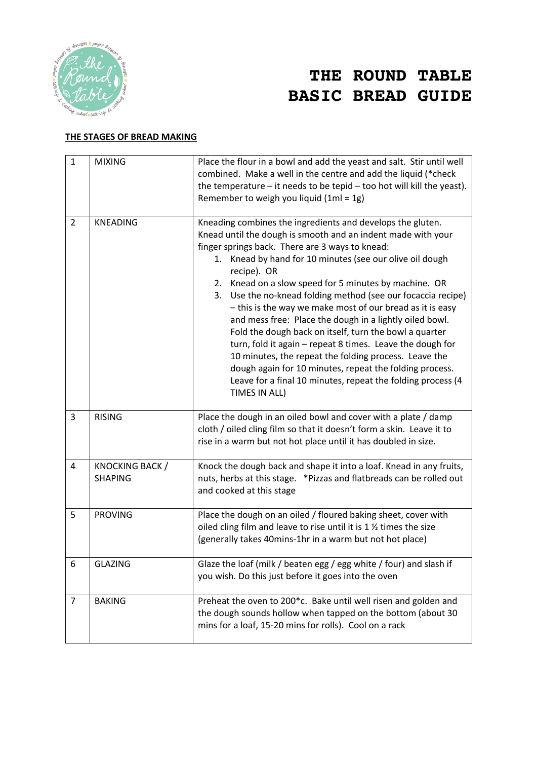# THE ROUND TABLE BASIC BREAD GUIDE

## THE STAGES OF BREAD MAKING

| | | |
|---|---|---|
| 1 | MIXING | Place the flour in a bowl and add the yeast and salt. Stir until well combined. Make a well in the centre and add the liquid (*check the temperature – it needs to be tepid – too hot will kill the yeast). Remember to weigh you liquid (1ml = 1g) |
| 2 | KNEADING | Kneading combines the ingredients and develops the gluten. Knead until the dough is smooth and an indent made with your finger springs back. There are 3 ways to knead:<br>1. Knead by hand for 10 minutes (see our olive oil dough recipe). OR<br>2. Knead on a slow speed for 5 minutes by machine. OR<br>3. Use the no-knead folding method (see our focaccia recipe) – this is the way we make most of our bread as it is easy and mess free: Place the dough in a lightly oiled bowl. Fold the dough back on itself, turn the bowl a quarter turn, fold it again – repeat 8 times. Leave the dough for 10 minutes, the repeat the folding process. Leave the dough again for 10 minutes, repeat the folding process. Leave for a final 10 minutes, repeat the folding process (4 TIMES IN ALL) |
| 3 | RISING | Place the dough in an oiled bowl and cover with a plate / damp cloth / oiled cling film so that it doesn't form a skin. Leave it to rise in a warm but not hot place until it has doubled in size. |
| 4 | KNOCKING BACK / SHAPING | Knock the dough back and shape it into a loaf. Knead in any fruits, nuts, herbs at this stage. *Pizzas and flatbreads can be rolled out and cooked at this stage |
| 5 | PROVING | Place the dough on an oiled / floured baking sheet, cover with oiled cling film and leave to rise until it is 1 ½ times the size (generally takes 40mins-1hr in a warm but not hot place) |
| 6 | GLAZING | Glaze the loaf (milk / beaten egg / egg white / four) and slash if you wish. Do this just before it goes into the oven |
| 7 | BAKING | Preheat the oven to 200*c. Bake until well risen and golden and the dough sounds hollow when tapped on the bottom (about 30 mins for a loaf, 15-20 mins for rolls). Cool on a rack |